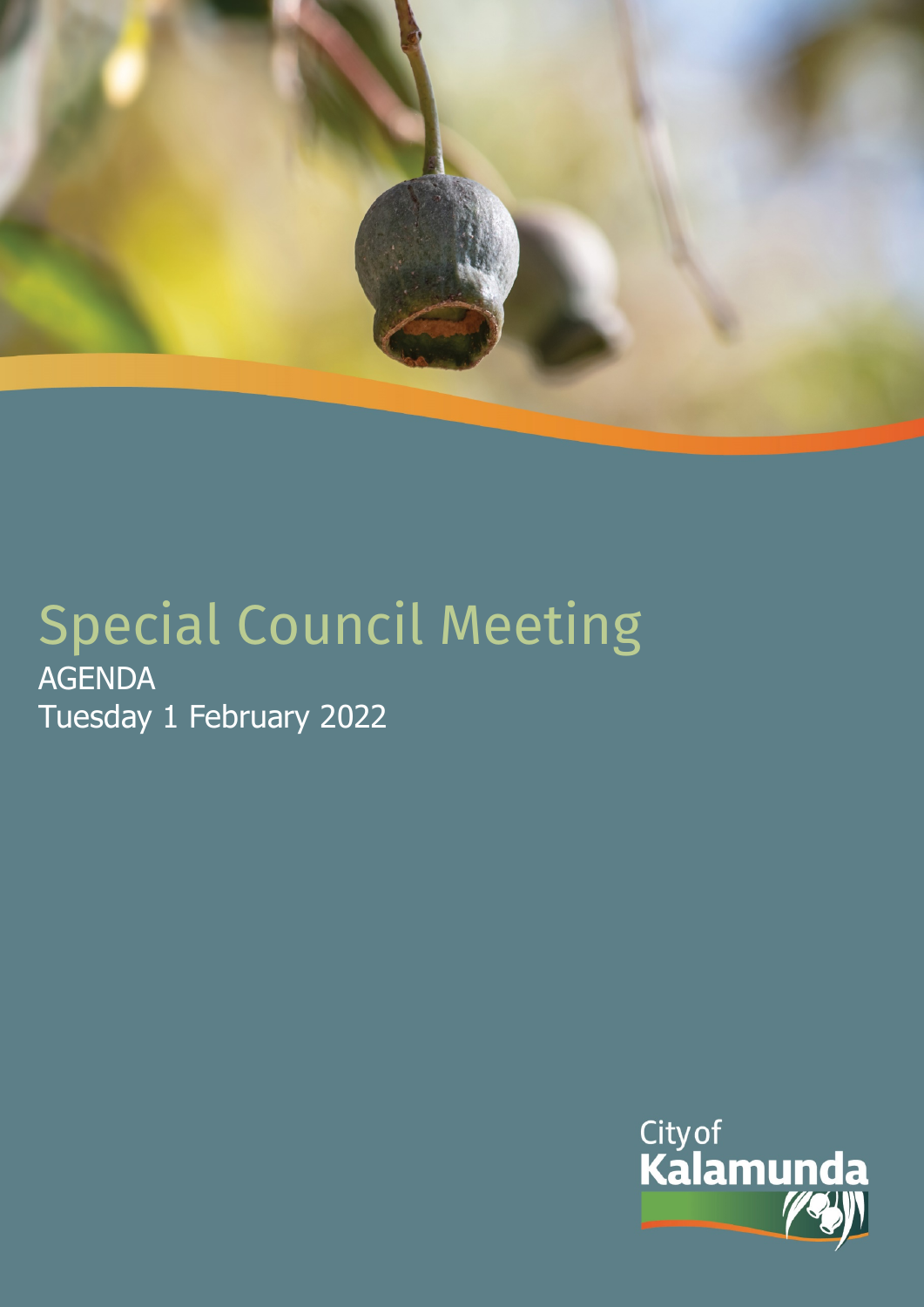# Special Council Meeting

AGENDA

Tuesday 1 February 2022

City of Kalamunda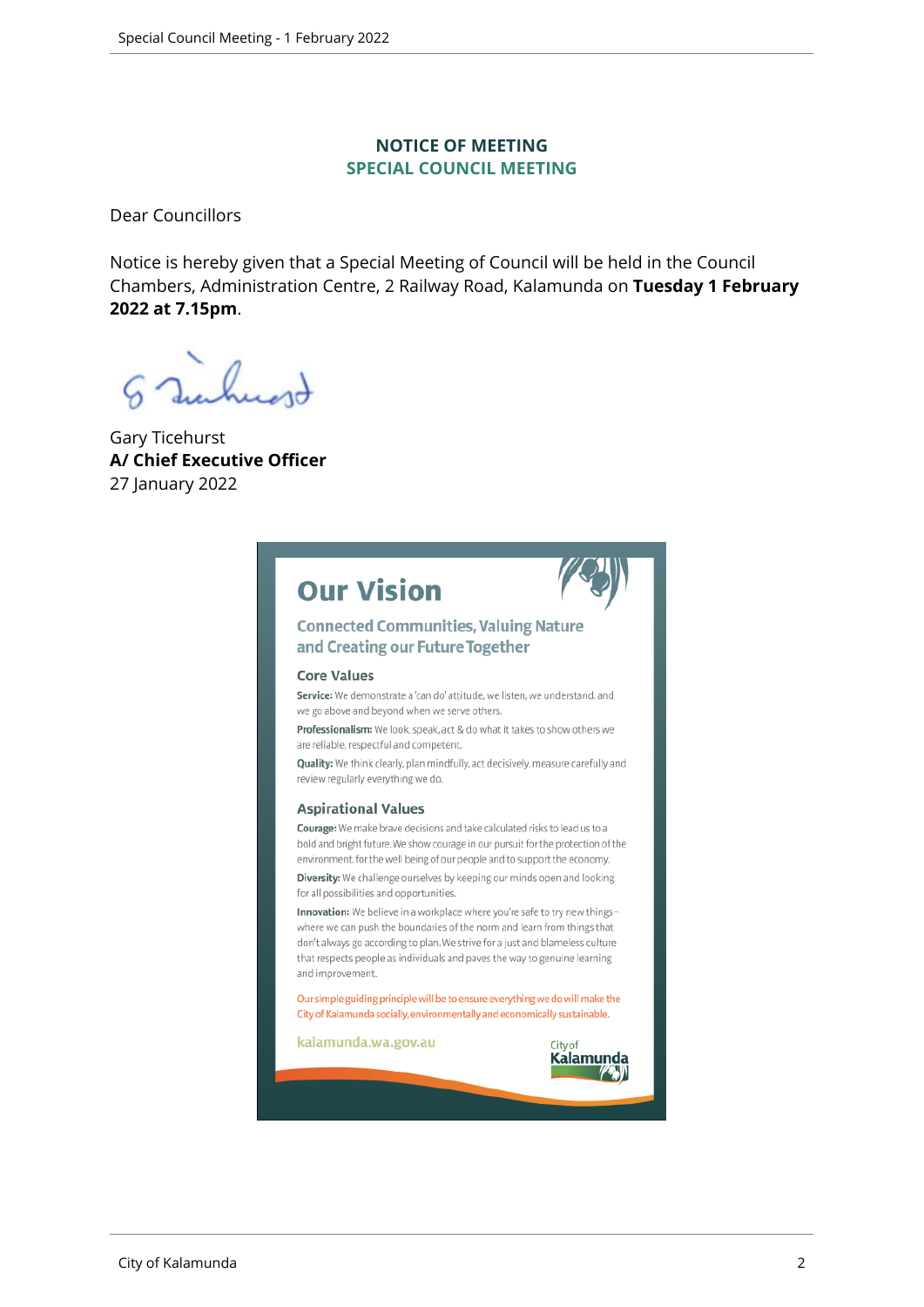# NOTICE OF MEETING
## SPECIAL COUNCIL MEETING

Dear Councillors

Notice is hereby given that a Special Meeting of Council will be held in the Council Chambers, Administration Centre, 2 Railway Road, Kalamunda on **Tuesday 1 February 2022 at 7.15pm**.

Gary Ticehurst
**A/ Chief Executive Officer**
27 January 2022

## Our Vision

### Connected Communities, Valuing Nature and Creating our Future Together

#### Core Values

**Service:** We demonstrate a 'can do' attitude, we listen, we understand, and we go above and beyond when we serve others.

**Professionalism:** We look, speak, act & do what it takes to show others we are reliable, respectful and competent.

**Quality:** We think clearly, plan mindfully, act decisively, measure carefully and review regularly everything we do.

#### Aspirational Values

**Courage:** We make brave decisions and take calculated risks to lead us to a bold and bright future. We show courage in our pursuit for the protection of the environment, for the well being of our people and to support the economy.

**Diversity:** We challenge ourselves by keeping our minds open and looking for all possibilities and opportunities.

**Innovation:** We believe in a workplace where you're safe to try new things – where we can push the boundaries of the norm and learn from things that don't always go according to plan. We strive for a just and blameless culture that respects people as individuals and paves the way to genuine learning and improvement.

Our simple guiding principle will be to ensure everything we do will make the City of Kalamunda socially, environmentally and economically sustainable.

kalamunda.wa.gov.au

City of Kalamunda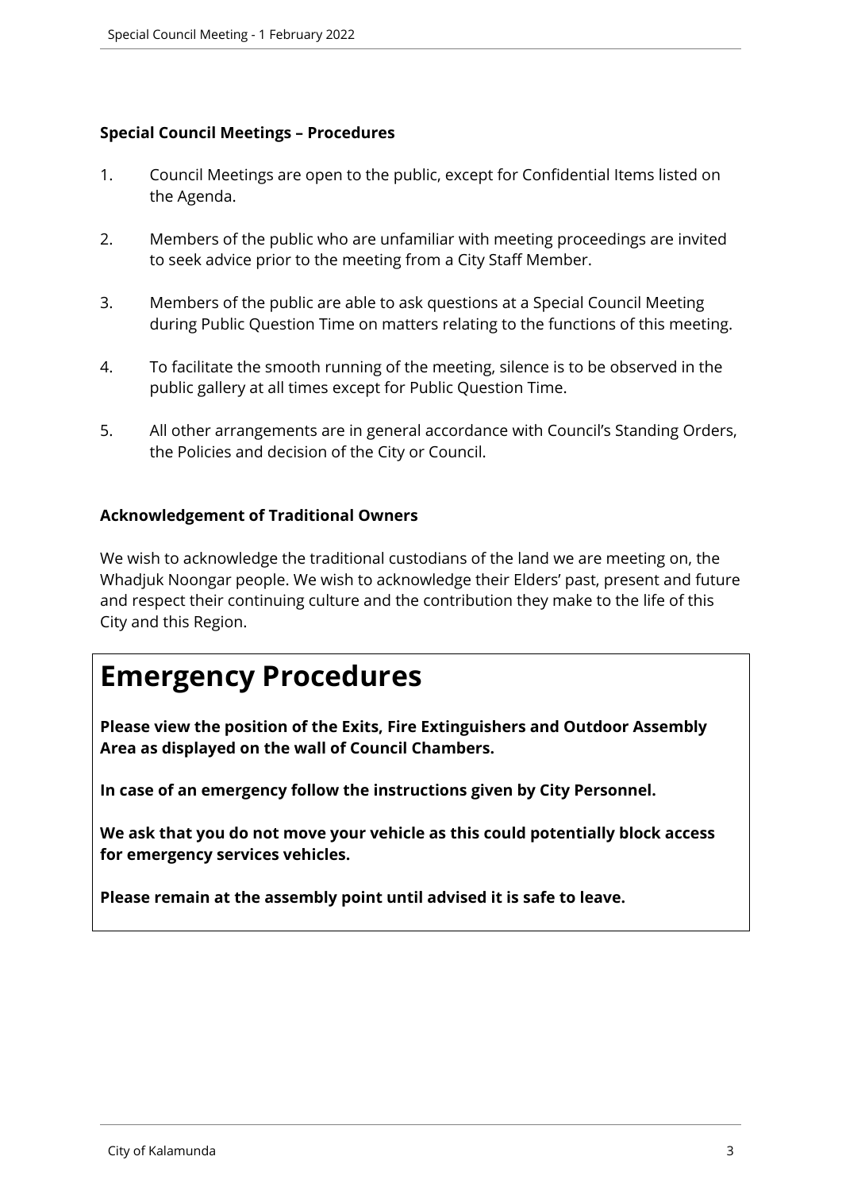**Special Council Meetings – Procedures**

1. Council Meetings are open to the public, except for Confidential Items listed on the Agenda.

2. Members of the public who are unfamiliar with meeting proceedings are invited to seek advice prior to the meeting from a City Staff Member.

3. Members of the public are able to ask questions at a Special Council Meeting during Public Question Time on matters relating to the functions of this meeting.

4. To facilitate the smooth running of the meeting, silence is to be observed in the public gallery at all times except for Public Question Time.

5. All other arrangements are in general accordance with Council's Standing Orders, the Policies and decision of the City or Council.

**Acknowledgement of Traditional Owners**

We wish to acknowledge the traditional custodians of the land we are meeting on, the Whadjuk Noongar people. We wish to acknowledge their Elders' past, present and future and respect their continuing culture and the contribution they make to the life of this City and this Region.

# Emergency Procedures

**Please view the position of the Exits, Fire Extinguishers and Outdoor Assembly Area as displayed on the wall of Council Chambers.**

**In case of an emergency follow the instructions given by City Personnel.**

**We ask that you do not move your vehicle as this could potentially block access for emergency services vehicles.**

**Please remain at the assembly point until advised it is safe to leave.**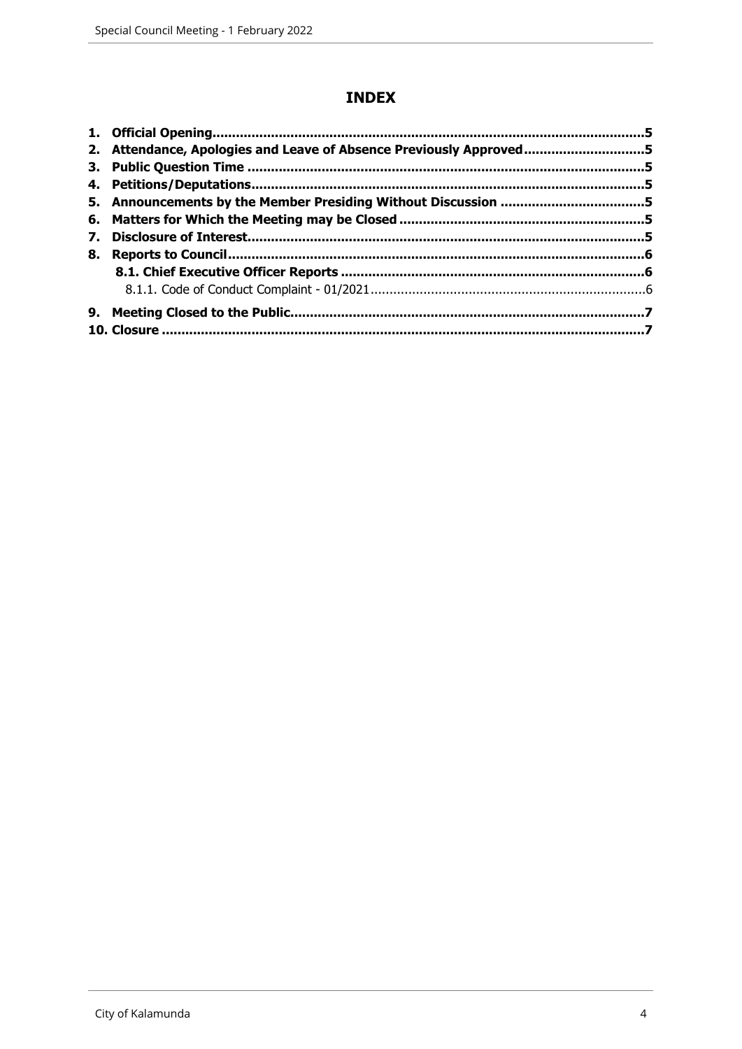# INDEX

**1. Official Opening** ....................................................................................................... **5**
**2. Attendance, Apologies and Leave of Absence Previously Approved** ............................. **5**
**3. Public Question Time** ................................................................................................ **5**
**4. Petitions/Deputations** ................................................................................................ **5**
**5. Announcements by the Member Presiding Without Discussion** .................................... **5**
**6. Matters for Which the Meeting may be Closed** ............................................................ **5**
**7. Disclosure of Interest** ................................................................................................. **5**
**8. Reports to Council** ..................................................................................................... **6**
 **8.1. Chief Executive Officer Reports** ............................................................................. **6**
  8.1.1. Code of Conduct Complaint - 01/2021 ....................................................................... 6
**9. Meeting Closed to the Public** ....................................................................................... **7**
**10. Closure** ..................................................................................................................... **7**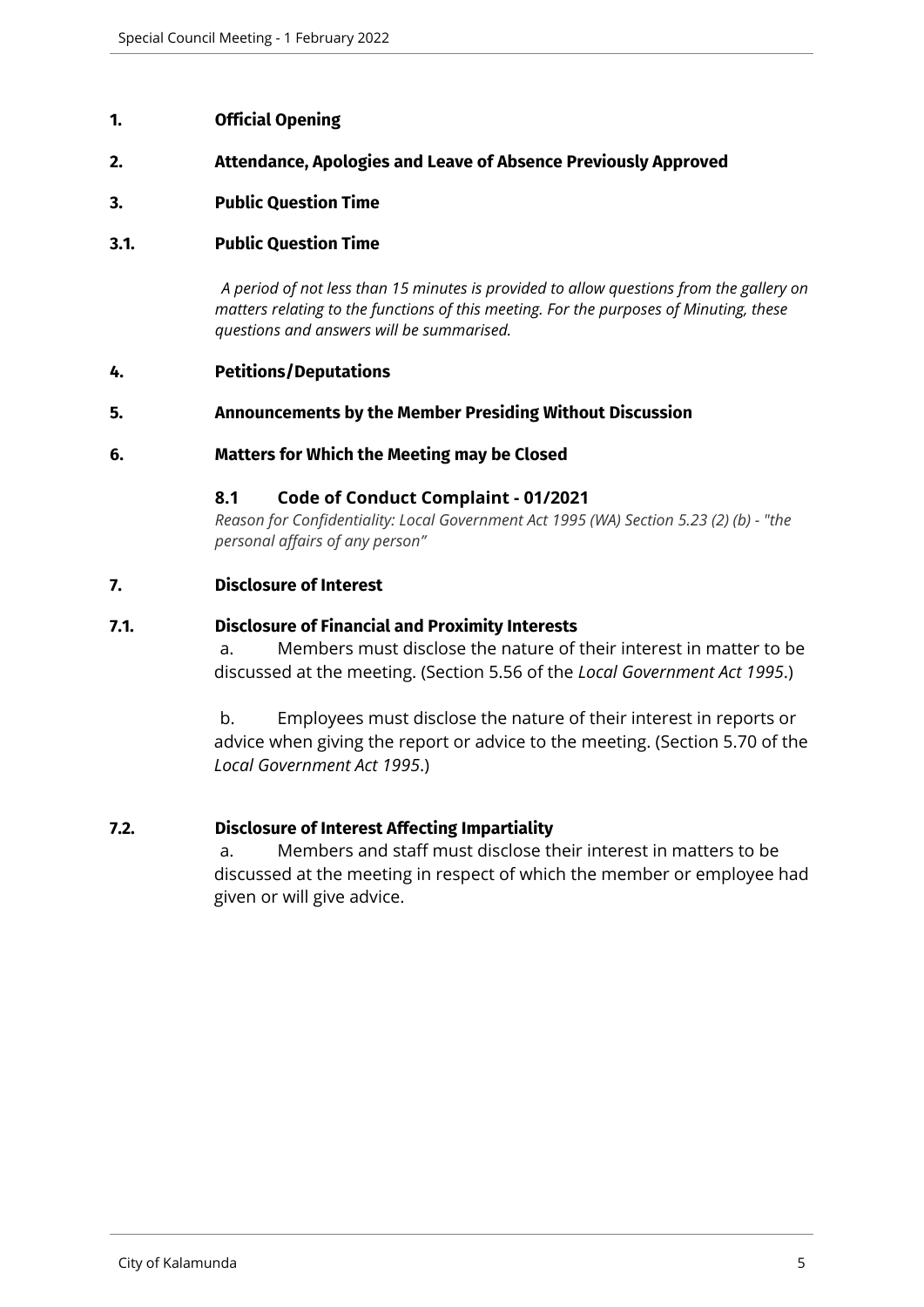## 1. Official Opening

## 2. Attendance, Apologies and Leave of Absence Previously Approved

## 3. Public Question Time

### 3.1. Public Question Time

*A period of not less than 15 minutes is provided to allow questions from the gallery on matters relating to the functions of this meeting. For the purposes of Minuting, these questions and answers will be summarised.*

## 4. Petitions/Deputations

## 5. Announcements by the Member Presiding Without Discussion

## 6. Matters for Which the Meeting may be Closed

**8.1 Code of Conduct Complaint - 01/2021**

*Reason for Confidentiality: Local Government Act 1995 (WA) Section 5.23 (2) (b) - "the personal affairs of any person"*

## 7. Disclosure of Interest

### 7.1. Disclosure of Financial and Proximity Interests

a. Members must disclose the nature of their interest in matter to be discussed at the meeting. (Section 5.56 of the *Local Government Act 1995*.)

b. Employees must disclose the nature of their interest in reports or advice when giving the report or advice to the meeting. (Section 5.70 of the *Local Government Act 1995*.)

### 7.2. Disclosure of Interest Affecting Impartiality

a. Members and staff must disclose their interest in matters to be discussed at the meeting in respect of which the member or employee had given or will give advice.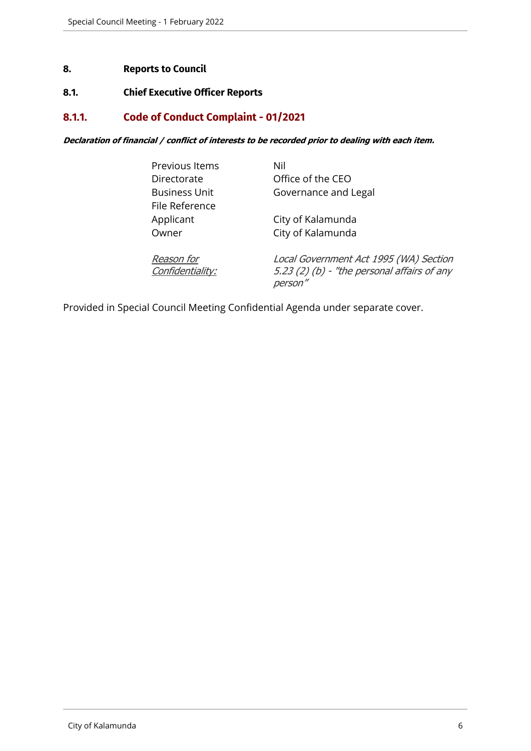# 8. Reports to Council

## 8.1. Chief Executive Officer Reports

### 8.1.1. Code of Conduct Complaint - 01/2021

***Declaration of financial / conflict of interests to be recorded prior to dealing with each item.***

| | |
|---|---|
| Previous Items | Nil |
| Directorate | Office of the CEO |
| Business Unit | Governance and Legal |
| File Reference | |
| Applicant | City of Kalamunda |
| Owner | City of Kalamunda |
| *Reason for Confidentiality:* | *Local Government Act 1995 (WA) Section 5.23 (2) (b) - "the personal affairs of any person"* |

Provided in Special Council Meeting Confidential Agenda under separate cover.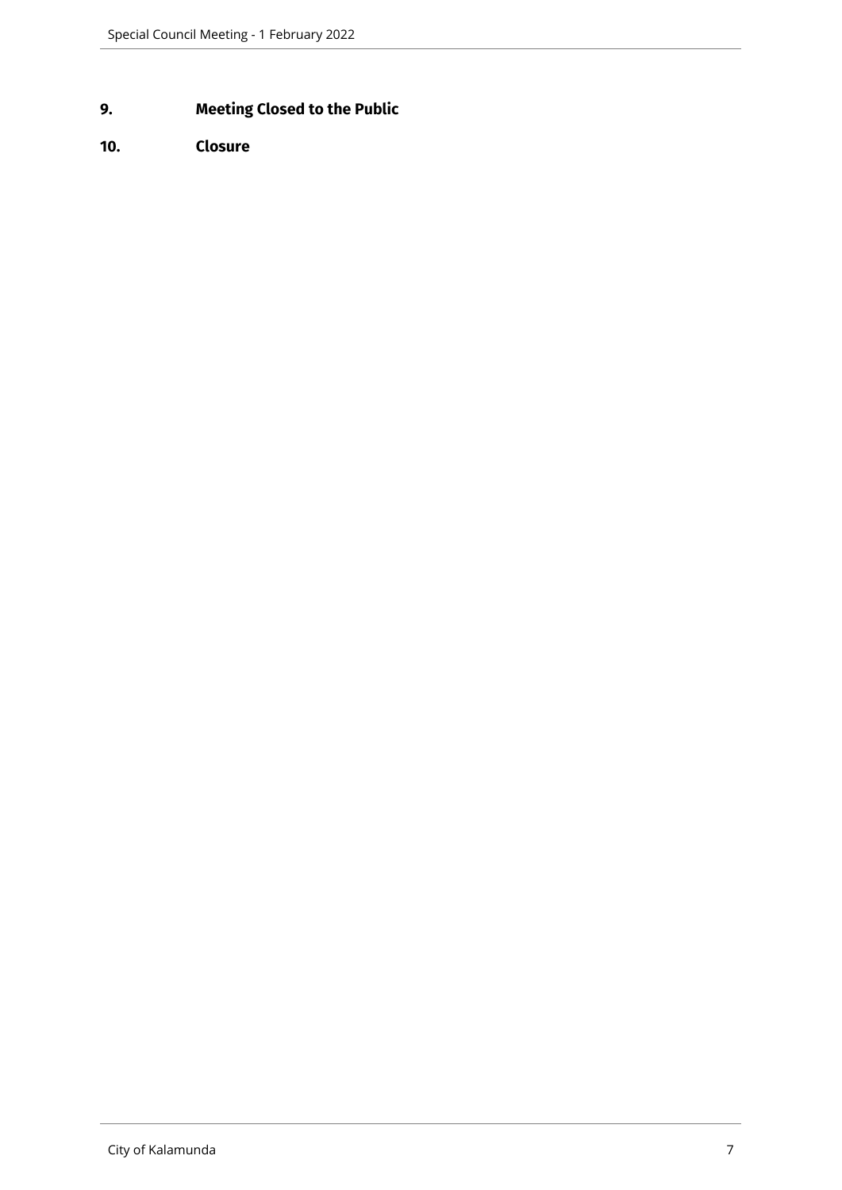## 9. Meeting Closed to the Public

## 10. Closure